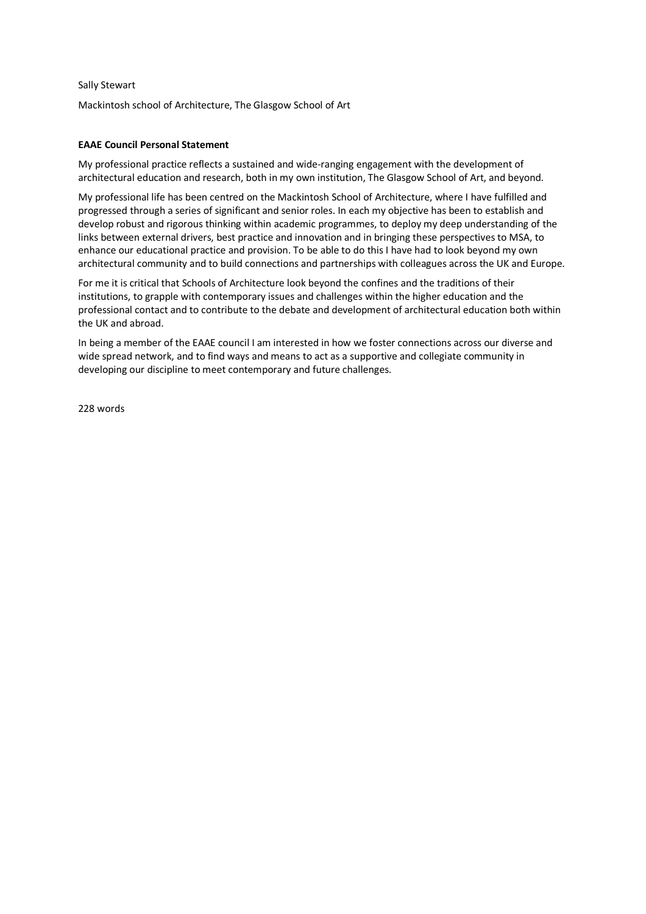Sally Stewart

Mackintosh school of Architecture, The Glasgow School of Art

**EAAE Council Personal Statement**

My professional practice reflects a sustained and wide-ranging engagement with the development of architectural education and research, both in my own institution, The Glasgow School of Art, and beyond.

My professional life has been centred on the Mackintosh School of Architecture, where I have fulfilled and progressed through a series of significant and senior roles. In each my objective has been to establish and develop robust and rigorous thinking within academic programmes, to deploy my deep understanding of the links between external drivers, best practice and innovation and in bringing these perspectives to MSA, to enhance our educational practice and provision. To be able to do this I have had to look beyond my own architectural community and to build connections and partnerships with colleagues across the UK and Europe.

For me it is critical that Schools of Architecture look beyond the confines and the traditions of their institutions, to grapple with contemporary issues and challenges within the higher education and the professional contact and to contribute to the debate and development of architectural education both within the UK and abroad.

In being a member of the EAAE council I am interested in how we foster connections across our diverse and wide spread network, and to find ways and means to act as a supportive and collegiate community in developing our discipline to meet contemporary and future challenges.

228 words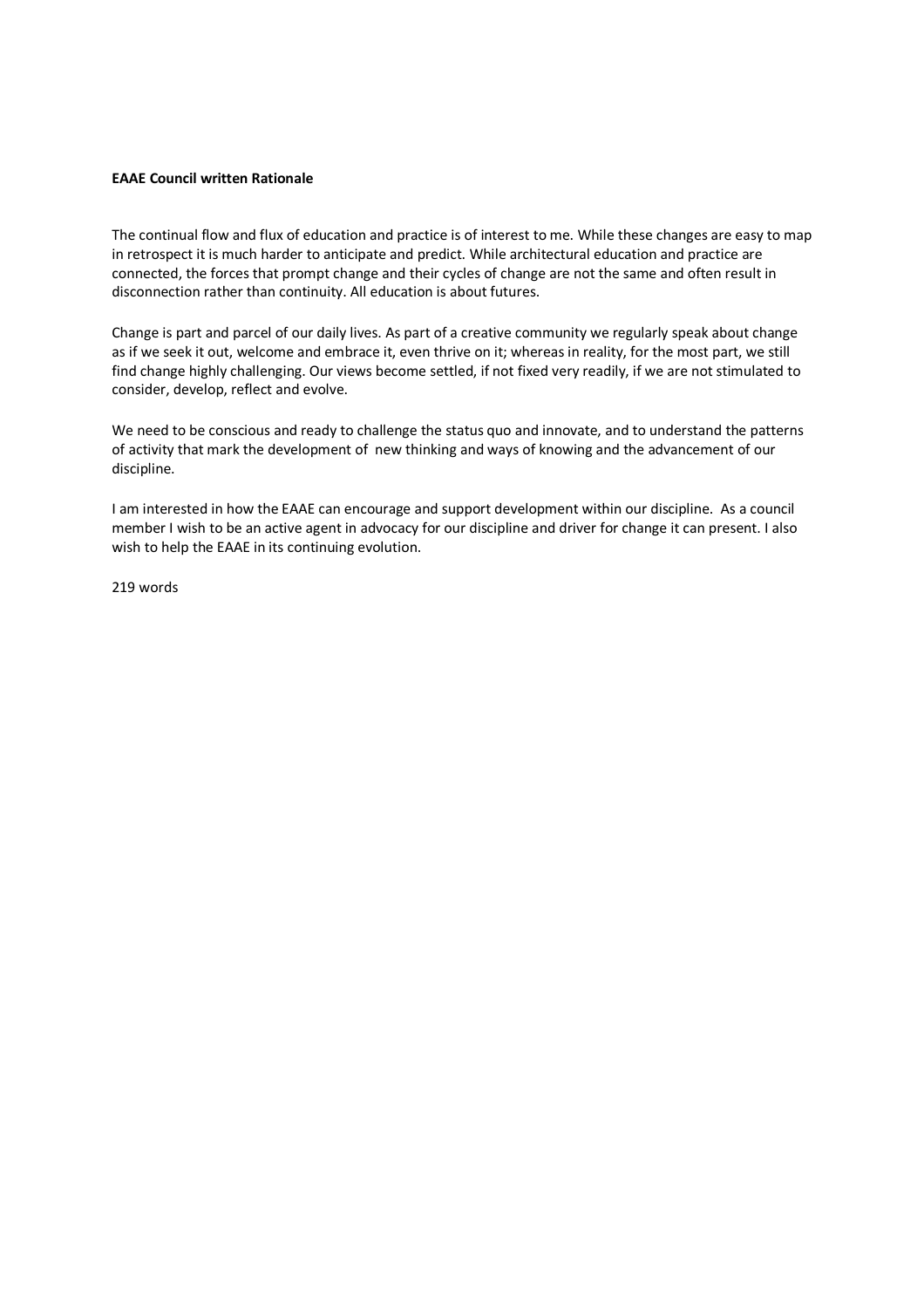**EAAE Council written Rationale**

The continual flow and flux of education and practice is of interest to me. While these changes are easy to map in retrospect it is much harder to anticipate and predict. While architectural education and practice are connected, the forces that prompt change and their cycles of change are not the same and often result in disconnection rather than continuity. All education is about futures.

Change is part and parcel of our daily lives. As part of a creative community we regularly speak about change as if we seek it out, welcome and embrace it, even thrive on it; whereas in reality, for the most part, we still find change highly challenging. Our views become settled, if not fixed very readily, if we are not stimulated to consider, develop, reflect and evolve.

We need to be conscious and ready to challenge the status quo and innovate, and to understand the patterns of activity that mark the development of new thinking and ways of knowing and the advancement of our discipline.

I am interested in how the EAAE can encourage and support development within our discipline. As a council member I wish to be an active agent in advocacy for our discipline and driver for change it can present. I also wish to help the EAAE in its continuing evolution.

219 words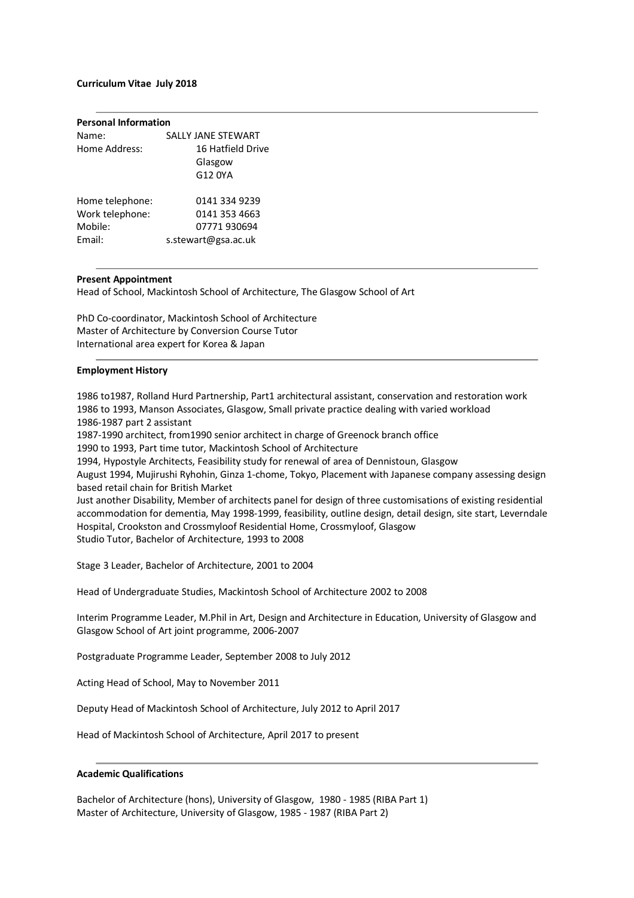**Curriculum Vitae July 2018**

---

**Personal Information**

Name: SALLY JANE STEWART

Home Address: 16 Hatfield Drive
Glasgow
G12 0YA

Home telephone: 0141 334 9239
Work telephone: 0141 353 4663
Mobile: 07771 930694
Email: s.stewart@gsa.ac.uk

---

**Present Appointment**

Head of School, Mackintosh School of Architecture, The Glasgow School of Art

PhD Co-coordinator, Mackintosh School of Architecture
Master of Architecture by Conversion Course Tutor
International area expert for Korea & Japan

---

**Employment History**

1986 to1987, Rolland Hurd Partnership, Part1 architectural assistant, conservation and restoration work
1986 to 1993, Manson Associates, Glasgow, Small private practice dealing with varied workload
1986-1987 part 2 assistant
1987-1990 architect, from1990 senior architect in charge of Greenock branch office
1990 to 1993, Part time tutor, Mackintosh School of Architecture
1994, Hypostyle Architects, Feasibility study for renewal of area of Dennistoun, Glasgow
August 1994, Mujirushi Ryhohin, Ginza 1-chome, Tokyo, Placement with Japanese company assessing design based retail chain for British Market
Just another Disability, Member of architects panel for design of three customisations of existing residential accommodation for dementia, May 1998-1999, feasibility, outline design, detail design, site start, Leverndale Hospital, Crookston and Crossmyloof Residential Home, Crossmyloof, Glasgow
Studio Tutor, Bachelor of Architecture, 1993 to 2008

Stage 3 Leader, Bachelor of Architecture, 2001 to 2004

Head of Undergraduate Studies, Mackintosh School of Architecture 2002 to 2008

Interim Programme Leader, M.Phil in Art, Design and Architecture in Education, University of Glasgow and Glasgow School of Art joint programme, 2006-2007

Postgraduate Programme Leader, September 2008 to July 2012

Acting Head of School, May to November 2011

Deputy Head of Mackintosh School of Architecture, July 2012 to April 2017

Head of Mackintosh School of Architecture, April 2017 to present

---

**Academic Qualifications**

Bachelor of Architecture (hons), University of Glasgow, 1980 - 1985 (RIBA Part 1)
Master of Architecture, University of Glasgow, 1985 - 1987 (RIBA Part 2)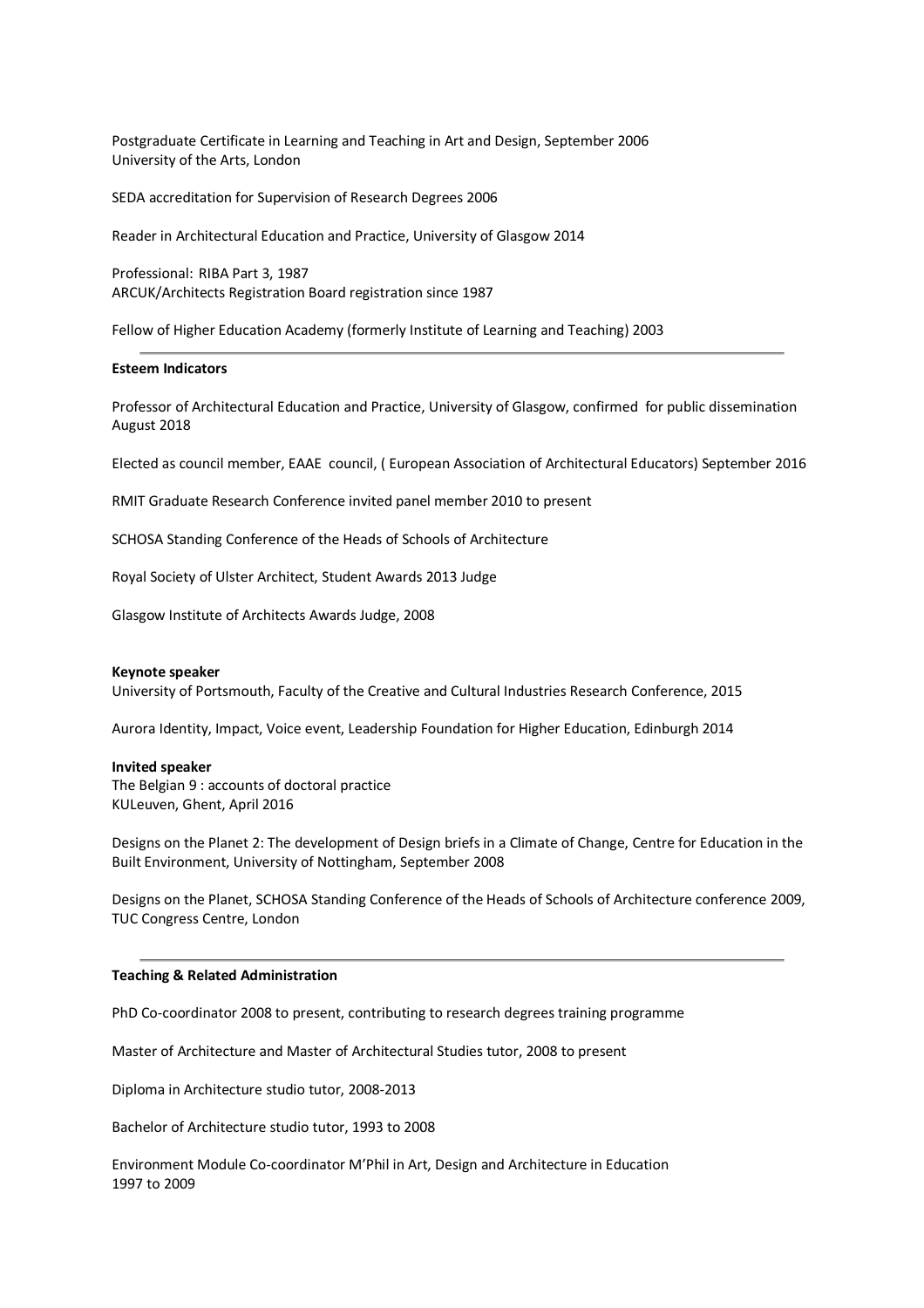Postgraduate Certificate in Learning and Teaching in Art and Design, September 2006
University of the Arts, London

SEDA accreditation for Supervision of Research Degrees 2006

Reader in Architectural Education and Practice, University of Glasgow 2014

Professional: RIBA Part 3, 1987
ARCUK/Architects Registration Board registration since 1987

Fellow of Higher Education Academy (formerly Institute of Learning and Teaching) 2003

---

**Esteem Indicators**

Professor of Architectural Education and Practice, University of Glasgow, confirmed for public dissemination August 2018

Elected as council member, EAAE council, ( European Association of Architectural Educators) September 2016

RMIT Graduate Research Conference invited panel member 2010 to present

SCHOSA Standing Conference of the Heads of Schools of Architecture

Royal Society of Ulster Architect, Student Awards 2013 Judge

Glasgow Institute of Architects Awards Judge, 2008

**Keynote speaker**
University of Portsmouth, Faculty of the Creative and Cultural Industries Research Conference, 2015

Aurora Identity, Impact, Voice event, Leadership Foundation for Higher Education, Edinburgh 2014

**Invited speaker**
The Belgian 9 : accounts of doctoral practice
KULeuven, Ghent, April 2016

Designs on the Planet 2: The development of Design briefs in a Climate of Change, Centre for Education in the Built Environment, University of Nottingham, September 2008

Designs on the Planet, SCHOSA Standing Conference of the Heads of Schools of Architecture conference 2009, TUC Congress Centre, London

---

**Teaching & Related Administration**

PhD Co-coordinator 2008 to present, contributing to research degrees training programme

Master of Architecture and Master of Architectural Studies tutor, 2008 to present

Diploma in Architecture studio tutor, 2008-2013

Bachelor of Architecture studio tutor, 1993 to 2008

Environment Module Co-coordinator M'Phil in Art, Design and Architecture in Education
1997 to 2009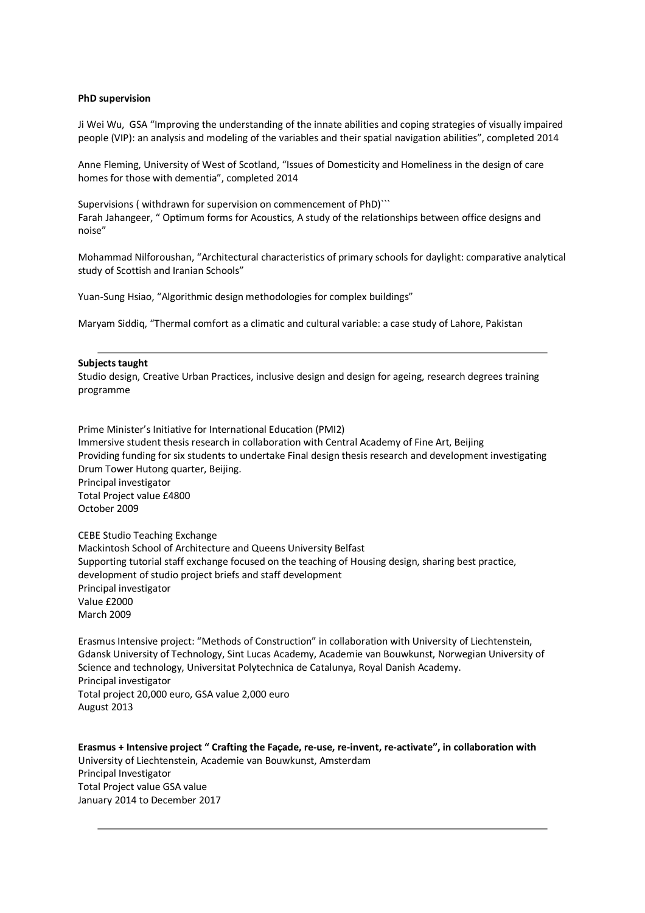**PhD supervision**

Ji Wei Wu, GSA "Improving the understanding of the innate abilities and coping strategies of visually impaired people (VIP): an analysis and modeling of the variables and their spatial navigation abilities", completed 2014

Anne Fleming, University of West of Scotland, "Issues of Domesticity and Homeliness in the design of care homes for those with dementia", completed 2014

Supervisions ( withdrawn for supervision on commencement of PhD)```
Farah Jahangeer, " Optimum forms for Acoustics, A study of the relationships between office designs and noise"

Mohammad Nilforoushan, "Architectural characteristics of primary schools for daylight: comparative analytical study of Scottish and Iranian Schools"

Yuan-Sung Hsiao, "Algorithmic design methodologies for complex buildings"

Maryam Siddiq, "Thermal comfort as a climatic and cultural variable: a case study of Lahore, Pakistan

---

**Subjects taught**
Studio design, Creative Urban Practices, inclusive design and design for ageing, research degrees training programme

Prime Minister's Initiative for International Education (PMI2)
Immersive student thesis research in collaboration with Central Academy of Fine Art, Beijing
Providing funding for six students to undertake Final design thesis research and development investigating Drum Tower Hutong quarter, Beijing.
Principal investigator
Total Project value £4800
October 2009

CEBE Studio Teaching Exchange
Mackintosh School of Architecture and Queens University Belfast
Supporting tutorial staff exchange focused on the teaching of Housing design, sharing best practice, development of studio project briefs and staff development
Principal investigator
Value £2000
March 2009

Erasmus Intensive project: "Methods of Construction" in collaboration with University of Liechtenstein, Gdansk University of Technology, Sint Lucas Academy, Academie van Bouwkunst, Norwegian University of Science and technology, Universitat Polytechnica de Catalunya, Royal Danish Academy.
Principal investigator
Total project 20,000 euro, GSA value 2,000 euro
August 2013

**Erasmus + Intensive project " Crafting the Façade, re-use, re-invent, re-activate", in collaboration with**
University of Liechtenstein, Academie van Bouwkunst, Amsterdam
Principal Investigator
Total Project value GSA value
January 2014 to December 2017

---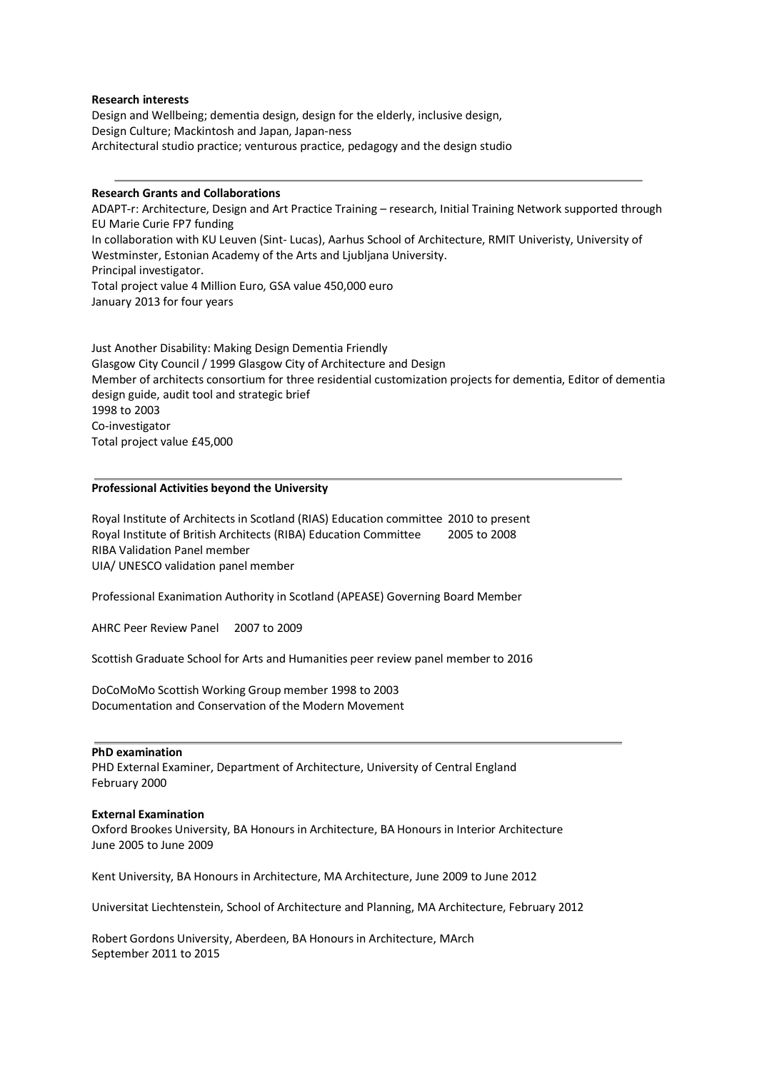**Research interests**

Design and Wellbeing; dementia design, design for the elderly, inclusive design,
Design Culture; Mackintosh and Japan, Japan-ness
Architectural studio practice; venturous practice, pedagogy and the design studio

---

**Research Grants and Collaborations**

ADAPT-r: Architecture, Design and Art Practice Training – research, Initial Training Network supported through EU Marie Curie FP7 funding
In collaboration with KU Leuven (Sint- Lucas), Aarhus School of Architecture, RMIT Univeristy, University of Westminster, Estonian Academy of the Arts and Ljubljana University.
Principal investigator.
Total project value 4 Million Euro, GSA value 450,000 euro
January 2013 for four years

Just Another Disability: Making Design Dementia Friendly
Glasgow City Council / 1999 Glasgow City of Architecture and Design
Member of architects consortium for three residential customization projects for dementia, Editor of dementia design guide, audit tool and strategic brief
1998 to 2003
Co-investigator
Total project value £45,000

---

**Professional Activities beyond the University**

Royal Institute of Architects in Scotland (RIAS) Education committee 2010 to present
Royal Institute of British Architects (RIBA) Education Committee 2005 to 2008
RIBA Validation Panel member
UIA/ UNESCO validation panel member

Professional Exanimation Authority in Scotland (APEASE) Governing Board Member

AHRC Peer Review Panel 2007 to 2009

Scottish Graduate School for Arts and Humanities peer review panel member to 2016

DoCoMoMo Scottish Working Group member 1998 to 2003
Documentation and Conservation of the Modern Movement

---

**PhD examination**

PHD External Examiner, Department of Architecture, University of Central England
February 2000

**External Examination**

Oxford Brookes University, BA Honours in Architecture, BA Honours in Interior Architecture
June 2005 to June 2009

Kent University, BA Honours in Architecture, MA Architecture, June 2009 to June 2012

Universitat Liechtenstein, School of Architecture and Planning, MA Architecture, February 2012

Robert Gordons University, Aberdeen, BA Honours in Architecture, MArch
September 2011 to 2015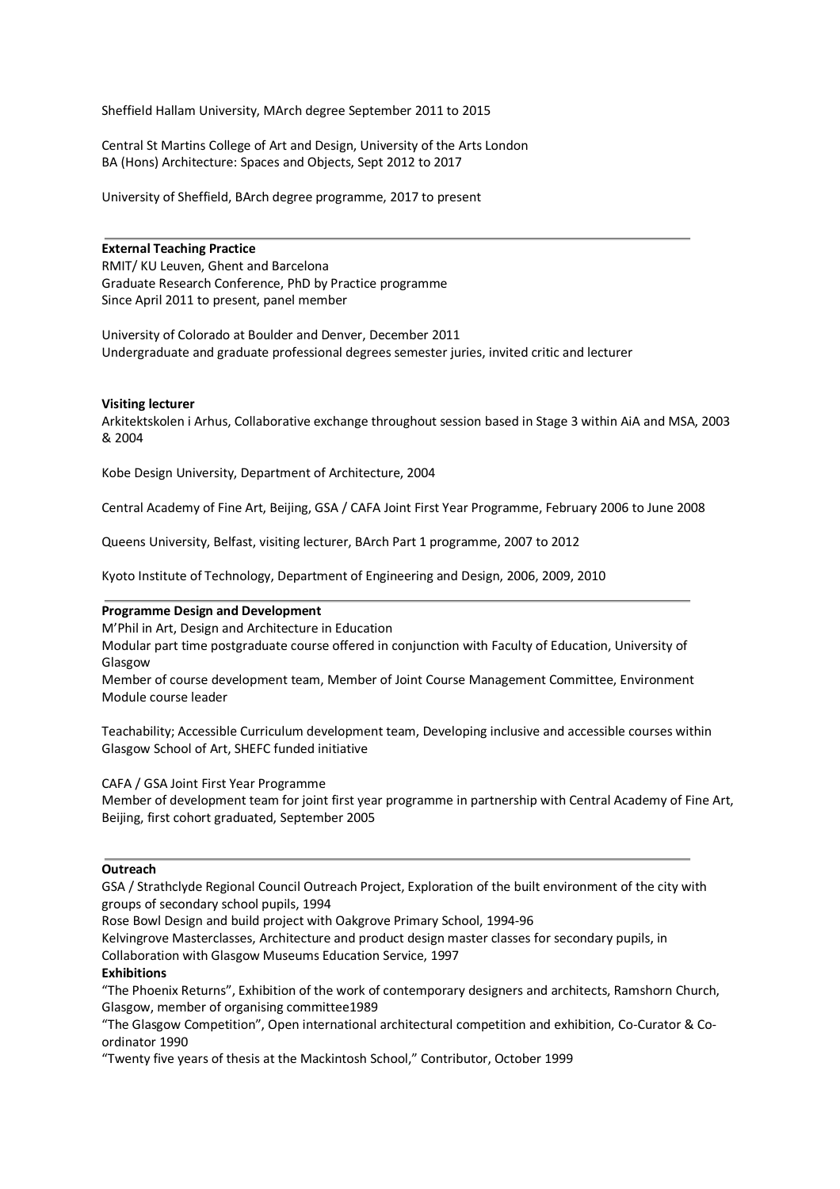Sheffield Hallam University, MArch degree September 2011 to 2015

Central St Martins College of Art and Design, University of the Arts London
BA (Hons) Architecture: Spaces and Objects, Sept 2012 to 2017

University of Sheffield, BArch degree programme, 2017 to present

---

**External Teaching Practice**
RMIT/ KU Leuven, Ghent and Barcelona
Graduate Research Conference, PhD by Practice programme
Since April 2011 to present, panel member

University of Colorado at Boulder and Denver, December 2011
Undergraduate and graduate professional degrees semester juries, invited critic and lecturer

**Visiting lecturer**
Arkitektskolen i Arhus, Collaborative exchange throughout session based in Stage 3 within AiA and MSA, 2003 & 2004

Kobe Design University, Department of Architecture, 2004

Central Academy of Fine Art, Beijing, GSA / CAFA Joint First Year Programme, February 2006 to June 2008

Queens University, Belfast, visiting lecturer, BArch Part 1 programme, 2007 to 2012

Kyoto Institute of Technology, Department of Engineering and Design, 2006, 2009, 2010

---

**Programme Design and Development**
M'Phil in Art, Design and Architecture in Education
Modular part time postgraduate course offered in conjunction with Faculty of Education, University of Glasgow
Member of course development team, Member of Joint Course Management Committee, Environment Module course leader

Teachability; Accessible Curriculum development team, Developing inclusive and accessible courses within Glasgow School of Art, SHEFC funded initiative

CAFA / GSA Joint First Year Programme
Member of development team for joint first year programme in partnership with Central Academy of Fine Art, Beijing, first cohort graduated, September 2005

---

**Outreach**
GSA / Strathclyde Regional Council Outreach Project, Exploration of the built environment of the city with groups of secondary school pupils, 1994
Rose Bowl Design and build project with Oakgrove Primary School, 1994-96
Kelvingrove Masterclasses, Architecture and product design master classes for secondary pupils, in Collaboration with Glasgow Museums Education Service, 1997

**Exhibitions**
"The Phoenix Returns", Exhibition of the work of contemporary designers and architects, Ramshorn Church, Glasgow, member of organising committee1989
"The Glasgow Competition", Open international architectural competition and exhibition, Co-Curator & Co-ordinator 1990
"Twenty five years of thesis at the Mackintosh School," Contributor, October 1999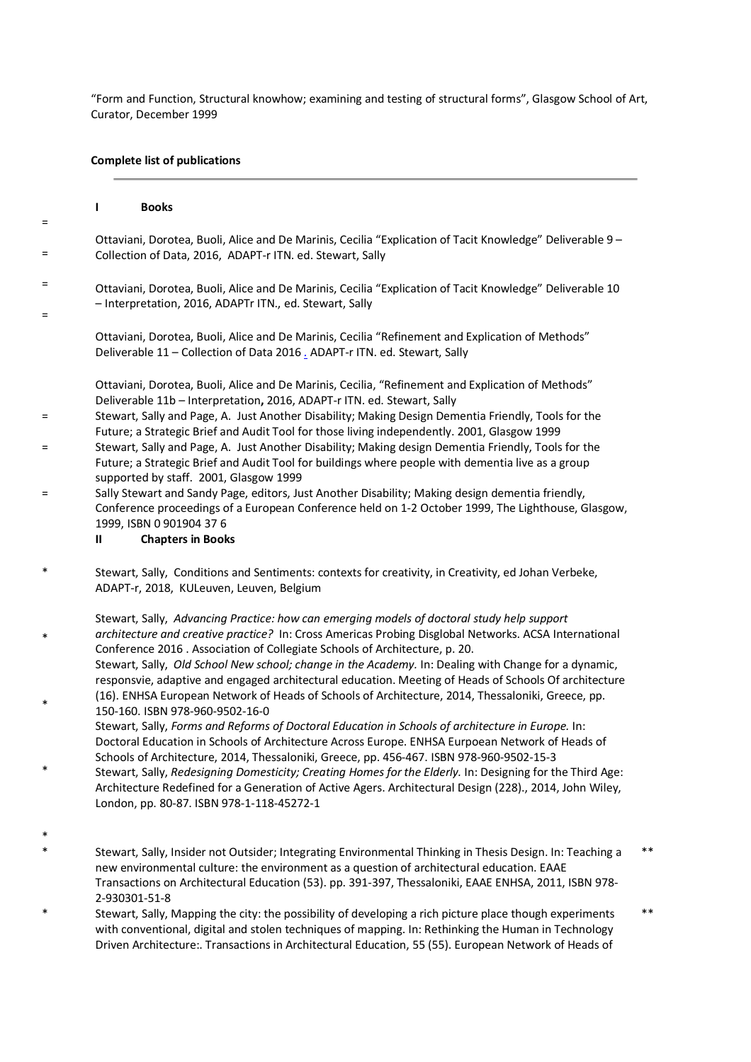"Form and Function, Structural knowhow; examining and testing of structural forms", Glasgow School of Art, Curator, December 1999

**Complete list of publications**

---

**I Books**

=

= Ottaviani, Dorotea, Buoli, Alice and De Marinis, Cecilia "Explication of Tacit Knowledge" Deliverable 9 – Collection of Data, 2016, ADAPT-r ITN. ed. Stewart, Sally

= Ottaviani, Dorotea, Buoli, Alice and De Marinis, Cecilia "Explication of Tacit Knowledge" Deliverable 10 – Interpretation, 2016, ADAPTr ITN., ed. Stewart, Sally

=

Ottaviani, Dorotea, Buoli, Alice and De Marinis, Cecilia "Refinement and Explication of Methods" Deliverable 11 – Collection of Data 2016 . ADAPT-r ITN. ed. Stewart, Sally

Ottaviani, Dorotea, Buoli, Alice and De Marinis, Cecilia, "Refinement and Explication of Methods" Deliverable 11b – Interpretation**,** 2016, ADAPT-r ITN. ed. Stewart, Sally

= Stewart, Sally and Page, A. Just Another Disability; Making Design Dementia Friendly, Tools for the Future; a Strategic Brief and Audit Tool for those living independently. 2001, Glasgow 1999

= Stewart, Sally and Page, A. Just Another Disability; Making design Dementia Friendly, Tools for the Future; a Strategic Brief and Audit Tool for buildings where people with dementia live as a group supported by staff. 2001, Glasgow 1999

= Sally Stewart and Sandy Page, editors, Just Another Disability; Making design dementia friendly, Conference proceedings of a European Conference held on 1-2 October 1999, The Lighthouse, Glasgow, 1999, ISBN 0 901904 37 6

**II Chapters in Books**

* Stewart, Sally, Conditions and Sentiments: contexts for creativity, in Creativity, ed Johan Verbeke, ADAPT-r, 2018, KULeuven, Leuven, Belgium

* Stewart, Sally, *Advancing Practice: how can emerging models of doctoral study help support architecture and creative practice?* In: Cross Americas Probing Disglobal Networks. ACSA International Conference 2016 . Association of Collegiate Schools of Architecture, p. 20.

* Stewart, Sally, *Old School New school; change in the Academy.* In: Dealing with Change for a dynamic, responsvie, adaptive and engaged architectural education. Meeting of Heads of Schools Of architecture (16). ENHSA European Network of Heads of Schools of Architecture, 2014, Thessaloniki, Greece, pp. 150-160. ISBN 978-960-9502-16-0

* Stewart, Sally, *Forms and Reforms of Doctoral Education in Schools of architecture in Europe.* In: Doctoral Education in Schools of Architecture Across Europe. ENHSA Eurpoean Network of Heads of Schools of Architecture, 2014, Thessaloniki, Greece, pp. 456-467. ISBN 978-960-9502-15-3

* Stewart, Sally, *Redesigning Domesticity; Creating Homes for the Elderly.* In: Designing for the Third Age: Architecture Redefined for a Generation of Active Agers. Architectural Design (228)., 2014, John Wiley, London, pp. 80-87. ISBN 978-1-118-45272-1

*

* Stewart, Sally, Insider not Outsider; Integrating Environmental Thinking in Thesis Design. In: Teaching a new environmental culture: the environment as a question of architectural education. EAAE Transactions on Architectural Education (53). pp. 391-397, Thessaloniki, EAAE ENHSA, 2011, ISBN 978-2-930301-51-8 **

* Stewart, Sally, Mapping the city: the possibility of developing a rich picture place though experiments with conventional, digital and stolen techniques of mapping. In: Rethinking the Human in Technology Driven Architecture:. Transactions in Architectural Education, 55 (55). European Network of Heads of **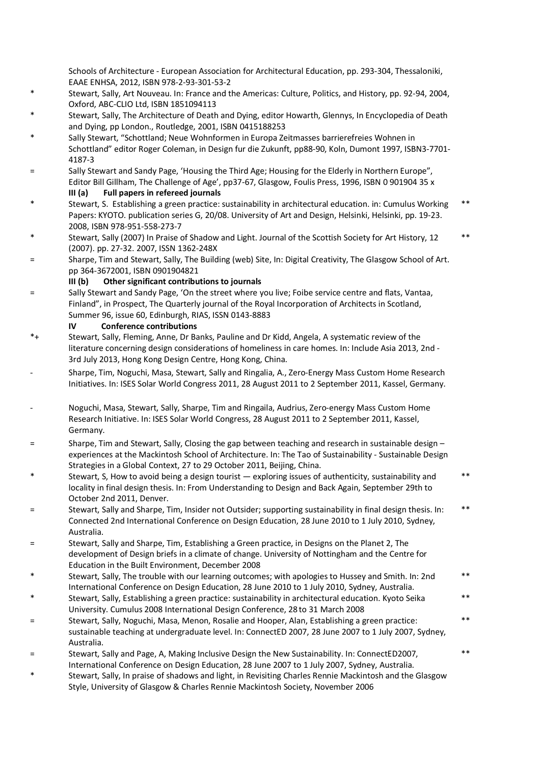Schools of Architecture - European Association for Architectural Education, pp. 293-304, Thessaloniki, EAAE ENHSA, 2012, ISBN 978-2-93-301-53-2

\* Stewart, Sally, Art Nouveau. In: France and the Americas: Culture, Politics, and History, pp. 92-94, 2004, Oxford, ABC-CLIO Ltd, ISBN 1851094113

\* Stewart, Sally, The Architecture of Death and Dying, editor Howarth, Glennys, In Encyclopedia of Death and Dying, pp London., Routledge, 2001, ISBN 0415188253

\* Sally Stewart, "Schottland; Neue Wohnformen in Europa Zeitmasses barrierefreies Wohnen in Schottland" editor Roger Coleman, in Design fur die Zukunft, pp88-90, Koln, Dumont 1997, ISBN3-7701-4187-3

= Sally Stewart and Sandy Page, 'Housing the Third Age; Housing for the Elderly in Northern Europe", Editor Bill Gillham, The Challenge of Age', pp37-67, Glasgow, Foulis Press, 1996, ISBN 0 901904 35 x

**III (a) Full papers in refereed journals**

\* Stewart, S. Establishing a green practice: sustainability in architectural education. in: Cumulus Working Papers: KYOTO. publication series G, 20/08. University of Art and Design, Helsinki, Helsinki, pp. 19-23. 2008, ISBN 978-951-558-273-7 **

\* Stewart, Sally (2007) In Praise of Shadow and Light. Journal of the Scottish Society for Art History, 12 (2007). pp. 27-32. 2007, ISSN 1362-248X **

= Sharpe, Tim and Stewart, Sally, The Building (web) Site, In: Digital Creativity, The Glasgow School of Art. pp 364-3672001, ISBN 0901904821

**III (b) Other significant contributions to journals**

= Sally Stewart and Sandy Page, 'On the street where you live; Foibe service centre and flats, Vantaa, Finland", in Prospect, The Quarterly journal of the Royal Incorporation of Architects in Scotland, Summer 96, issue 60, Edinburgh, RIAS, ISSN 0143-8883

**IV Conference contributions**

\*+ Stewart, Sally, Fleming, Anne, Dr Banks, Pauline and Dr Kidd, Angela, A systematic review of the literature concerning design considerations of homeliness in care homes. In: Include Asia 2013, 2nd - 3rd July 2013, Hong Kong Design Centre, Hong Kong, China.

\- Sharpe, Tim, Noguchi, Masa, Stewart, Sally and Ringalia, A., Zero-Energy Mass Custom Home Research Initiatives. In: ISES Solar World Congress 2011, 28 August 2011 to 2 September 2011, Kassel, Germany.

\- Noguchi, Masa, Stewart, Sally, Sharpe, Tim and Ringaila, Audrius, Zero-energy Mass Custom Home Research Initiative. In: ISES Solar World Congress, 28 August 2011 to 2 September 2011, Kassel, Germany.

= Sharpe, Tim and Stewart, Sally, Closing the gap between teaching and research in sustainable design – experiences at the Mackintosh School of Architecture. In: The Tao of Sustainability - Sustainable Design Strategies in a Global Context, 27 to 29 October 2011, Beijing, China.

\* Stewart, S, How to avoid being a design tourist — exploring issues of authenticity, sustainability and locality in final design thesis. In: From Understanding to Design and Back Again, September 29th to October 2nd 2011, Denver. **

= Stewart, Sally and Sharpe, Tim, Insider not Outsider; supporting sustainability in final design thesis. In: Connected 2nd International Conference on Design Education, 28 June 2010 to 1 July 2010, Sydney, Australia. **

= Stewart, Sally and Sharpe, Tim, Establishing a Green practice, in Designs on the Planet 2, The development of Design briefs in a climate of change. University of Nottingham and the Centre for Education in the Built Environment, December 2008

\* Stewart, Sally, The trouble with our learning outcomes; with apologies to Hussey and Smith. In: 2nd International Conference on Design Education, 28 June 2010 to 1 July 2010, Sydney, Australia. **

\* Stewart, Sally, Establishing a green practice: sustainability in architectural education. Kyoto Seika University. Cumulus 2008 International Design Conference, 28 to 31 March 2008 **

= Stewart, Sally, Noguchi, Masa, Menon, Rosalie and Hooper, Alan, Establishing a green practice: sustainable teaching at undergraduate level. In: ConnectED 2007, 28 June 2007 to 1 July 2007, Sydney, Australia. **

= Stewart, Sally and Page, A, Making Inclusive Design the New Sustainability. In: ConnectED2007, International Conference on Design Education, 28 June 2007 to 1 July 2007, Sydney, Australia. **

\* Stewart, Sally, In praise of shadows and light, in Revisiting Charles Rennie Mackintosh and the Glasgow Style, University of Glasgow & Charles Rennie Mackintosh Society, November 2006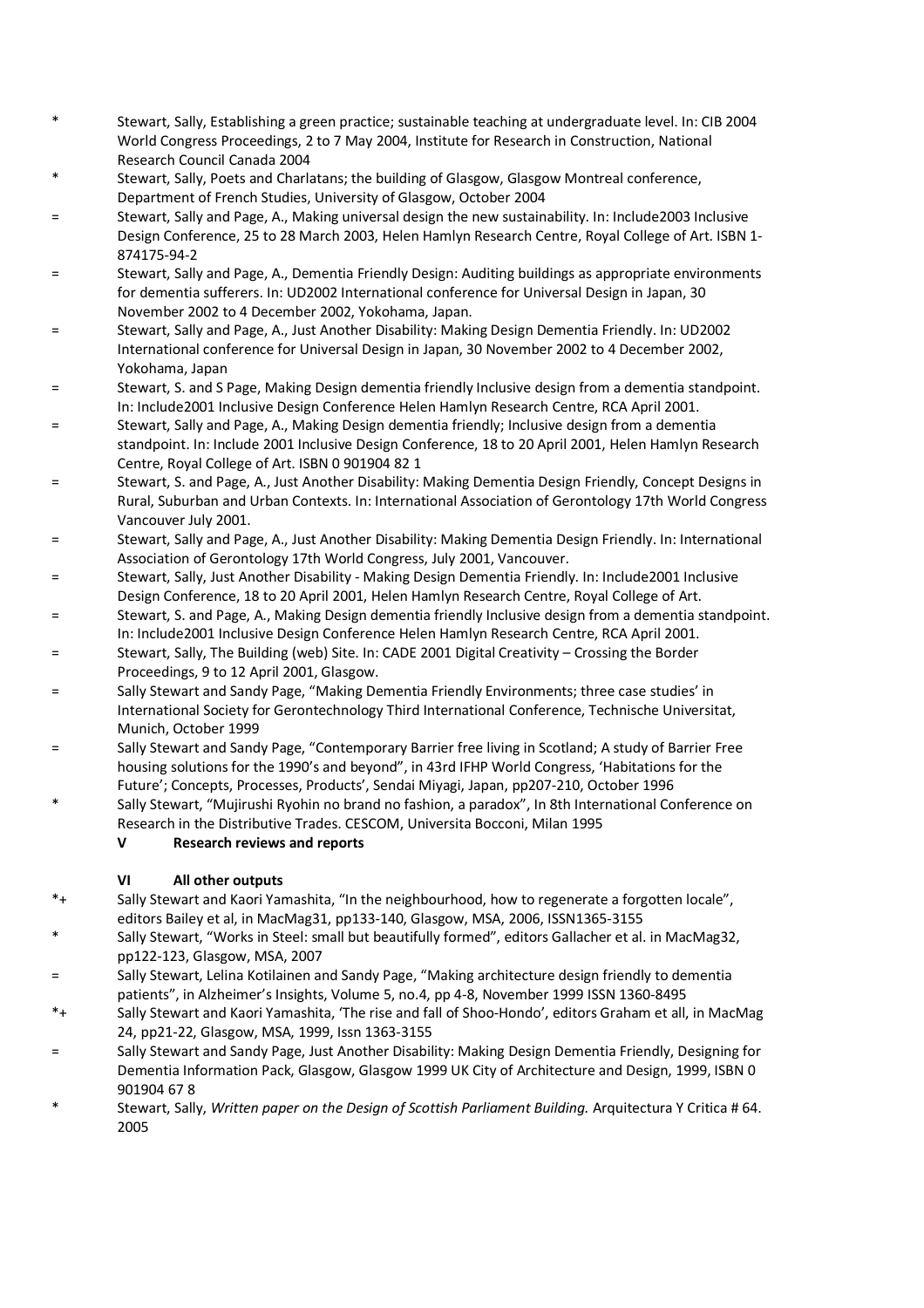\* Stewart, Sally, Establishing a green practice; sustainable teaching at undergraduate level. In: CIB 2004 World Congress Proceedings, 2 to 7 May 2004, Institute for Research in Construction, National Research Council Canada 2004

\* Stewart, Sally, Poets and Charlatans; the building of Glasgow, Glasgow Montreal conference, Department of French Studies, University of Glasgow, October 2004

= Stewart, Sally and Page, A., Making universal design the new sustainability. In: Include2003 Inclusive Design Conference, 25 to 28 March 2003, Helen Hamlyn Research Centre, Royal College of Art. ISBN 1-874175-94-2

= Stewart, Sally and Page, A., Dementia Friendly Design: Auditing buildings as appropriate environments for dementia sufferers. In: UD2002 International conference for Universal Design in Japan, 30 November 2002 to 4 December 2002, Yokohama, Japan.

= Stewart, Sally and Page, A., Just Another Disability: Making Design Dementia Friendly. In: UD2002 International conference for Universal Design in Japan, 30 November 2002 to 4 December 2002, Yokohama, Japan

= Stewart, S. and S Page, Making Design dementia friendly Inclusive design from a dementia standpoint. In: Include2001 Inclusive Design Conference Helen Hamlyn Research Centre, RCA April 2001.

= Stewart, Sally and Page, A., Making Design dementia friendly; Inclusive design from a dementia standpoint. In: Include 2001 Inclusive Design Conference, 18 to 20 April 2001, Helen Hamlyn Research Centre, Royal College of Art. ISBN 0 901904 82 1

= Stewart, S. and Page, A., Just Another Disability: Making Dementia Design Friendly, Concept Designs in Rural, Suburban and Urban Contexts. In: International Association of Gerontology 17th World Congress Vancouver July 2001.

= Stewart, Sally and Page, A., Just Another Disability: Making Dementia Design Friendly. In: International Association of Gerontology 17th World Congress, July 2001, Vancouver.

= Stewart, Sally, Just Another Disability - Making Design Dementia Friendly. In: Include2001 Inclusive Design Conference, 18 to 20 April 2001, Helen Hamlyn Research Centre, Royal College of Art.

= Stewart, S. and Page, A., Making Design dementia friendly Inclusive design from a dementia standpoint. In: Include2001 Inclusive Design Conference Helen Hamlyn Research Centre, RCA April 2001.

= Stewart, Sally, The Building (web) Site. In: CADE 2001 Digital Creativity – Crossing the Border Proceedings, 9 to 12 April 2001, Glasgow.

= Sally Stewart and Sandy Page, "Making Dementia Friendly Environments; three case studies' in International Society for Gerontechnology Third International Conference, Technische Universitat, Munich, October 1999

= Sally Stewart and Sandy Page, "Contemporary Barrier free living in Scotland; A study of Barrier Free housing solutions for the 1990's and beyond", in 43rd IFHP World Congress, 'Habitations for the Future'; Concepts, Processes, Products', Sendai Miyagi, Japan, pp207-210, October 1996

\* Sally Stewart, "Mujirushi Ryohin no brand no fashion, a paradox", In 8th International Conference on Research in the Distributive Trades. CESCOM, Universita Bocconi, Milan 1995

**V Research reviews and reports**

**VI All other outputs**

\*+ Sally Stewart and Kaori Yamashita, "In the neighbourhood, how to regenerate a forgotten locale", editors Bailey et al, in MacMag31, pp133-140, Glasgow, MSA, 2006, ISSN1365-3155

\* Sally Stewart, "Works in Steel: small but beautifully formed", editors Gallacher et al. in MacMag32, pp122-123, Glasgow, MSA, 2007

= Sally Stewart, Lelina Kotilainen and Sandy Page, "Making architecture design friendly to dementia patients", in Alzheimer's Insights, Volume 5, no.4, pp 4-8, November 1999 ISSN 1360-8495

\*+ Sally Stewart and Kaori Yamashita, 'The rise and fall of Shoo-Hondo', editors Graham et all, in MacMag 24, pp21-22, Glasgow, MSA, 1999, Issn 1363-3155

= Sally Stewart and Sandy Page, Just Another Disability: Making Design Dementia Friendly, Designing for Dementia Information Pack, Glasgow, Glasgow 1999 UK City of Architecture and Design, 1999, ISBN 0 901904 67 8

\* Stewart, Sally, *Written paper on the Design of Scottish Parliament Building.* Arquitectura Y Critica # 64. 2005